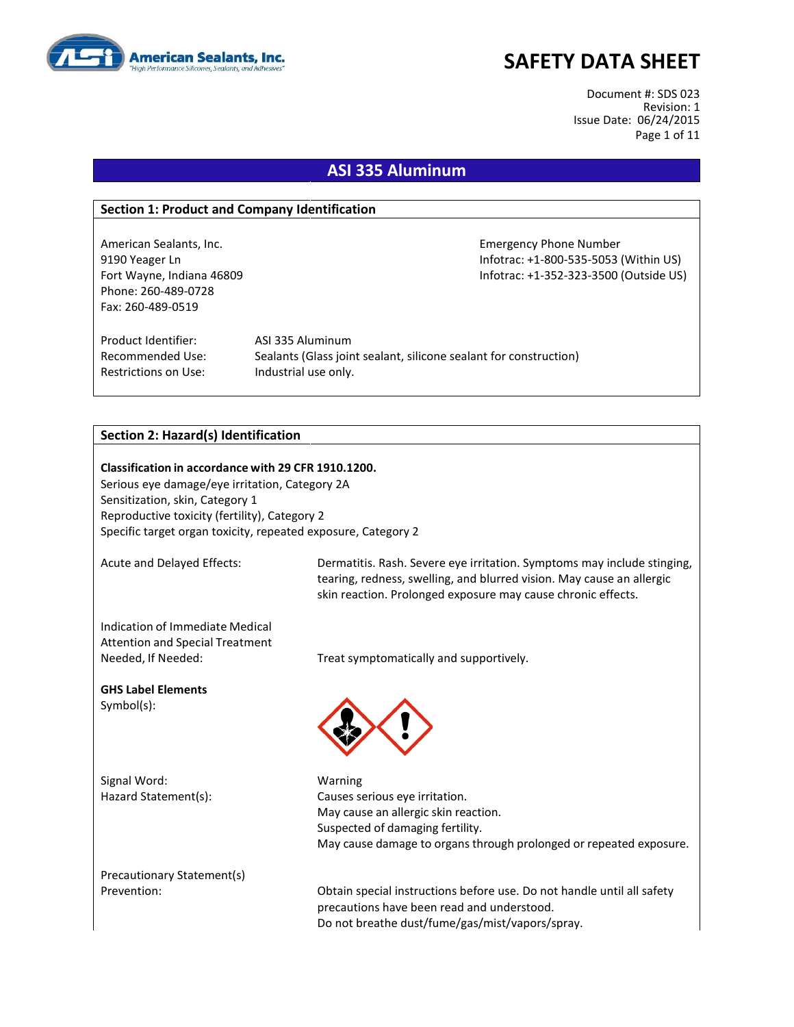# SAFETY DATA SHEET

Document #: SDS 023
Revision: 1
Issue Date: 06/24/2015

## ASI 335 Aluminum

### Section 1: Product and Company Identification

American Sealants, Inc.
9190 Yeager Ln
Fort Wayne, Indiana 46809
Phone: 260-489-0728
Fax: 260-489-0519

Emergency Phone Number
Infotrac: +1-800-535-5053 (Within US)
Infotrac: +1-352-323-3500 (Outside US)

| | |
|---|---|
| Product Identifier: | ASI 335 Aluminum |
| Recommended Use: | Sealants (Glass joint sealant, silicone sealant for construction) |
| Restrictions on Use: | Industrial use only. |

### Section 2: Hazard(s) Identification

**Classification in accordance with 29 CFR 1910.1200.**
Serious eye damage/eye irritation, Category 2A
Sensitization, skin, Category 1
Reproductive toxicity (fertility), Category 2
Specific target organ toxicity, repeated exposure, Category 2

Acute and Delayed Effects: Dermatitis. Rash. Severe eye irritation. Symptoms may include stinging, tearing, redness, swelling, and blurred vision. May cause an allergic skin reaction. Prolonged exposure may cause chronic effects.

Indication of Immediate Medical Attention and Special Treatment Needed, If Needed: Treat symptomatically and supportively.

**GHS Label Elements**
Symbol(s):

Signal Word: Warning

Hazard Statement(s):
Causes serious eye irritation.
May cause an allergic skin reaction.
Suspected of damaging fertility.
May cause damage to organs through prolonged or repeated exposure.

Precautionary Statement(s)
Prevention:
Obtain special instructions before use. Do not handle until all safety precautions have been read and understood.
Do not breathe dust/fume/gas/mist/vapors/spray.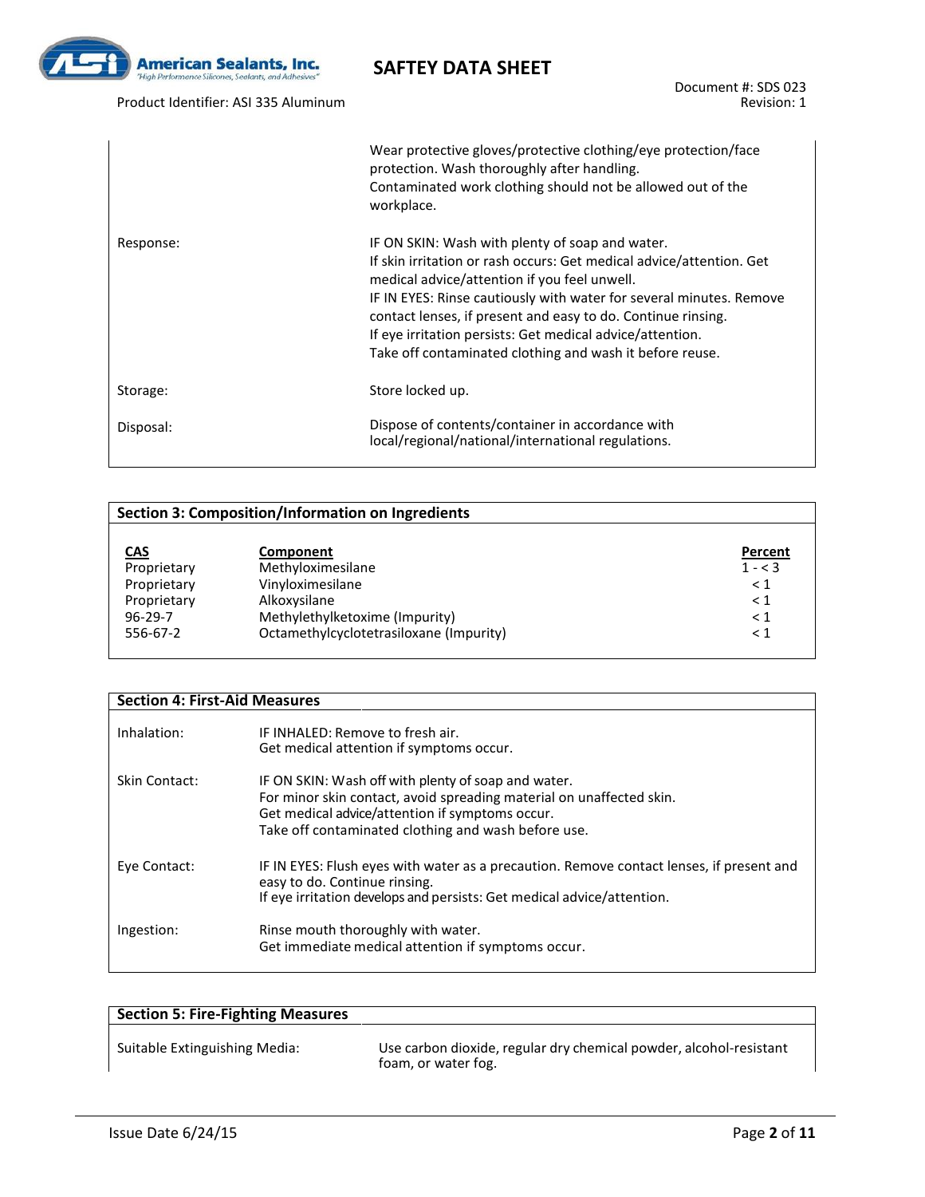| | |
|---|---|
| | Wear protective gloves/protective clothing/eye protection/face protection. Wash thoroughly after handling.<br>Contaminated work clothing should not be allowed out of the workplace. |
| Response: | IF ON SKIN: Wash with plenty of soap and water.<br>If skin irritation or rash occurs: Get medical advice/attention. Get medical advice/attention if you feel unwell.<br>IF IN EYES: Rinse cautiously with water for several minutes. Remove contact lenses, if present and easy to do. Continue rinsing.<br>If eye irritation persists: Get medical advice/attention.<br>Take off contaminated clothing and wash it before reuse. |
| Storage: | Store locked up. |
| Disposal: | Dispose of contents/container in accordance with local/regional/national/international regulations. |

## Section 3: Composition/Information on Ingredients

| CAS | Component | Percent |
|---|---|---|
| Proprietary | Methyloximesilane | 1 - < 3 |
| Proprietary | Vinyloximesilane | < 1 |
| Proprietary | Alkoxysilane | < 1 |
| 96-29-7 | Methylethylketoxime (Impurity) | < 1 |
| 556-67-2 | Octamethylcyclotetrasiloxane (Impurity) | < 1 |

## Section 4: First-Aid Measures

| | |
|---|---|
| Inhalation: | IF INHALED: Remove to fresh air.<br>Get medical attention if symptoms occur. |
| Skin Contact: | IF ON SKIN: Wash off with plenty of soap and water.<br>For minor skin contact, avoid spreading material on unaffected skin.<br>Get medical advice/attention if symptoms occur.<br>Take off contaminated clothing and wash before use. |
| Eye Contact: | IF IN EYES: Flush eyes with water as a precaution. Remove contact lenses, if present and easy to do. Continue rinsing.<br>If eye irritation develops and persists: Get medical advice/attention. |
| Ingestion: | Rinse mouth thoroughly with water.<br>Get immediate medical attention if symptoms occur. |

## Section 5: Fire-Fighting Measures

| | |
|---|---|
| Suitable Extinguishing Media: | Use carbon dioxide, regular dry chemical powder, alcohol-resistant foam, or water fog. |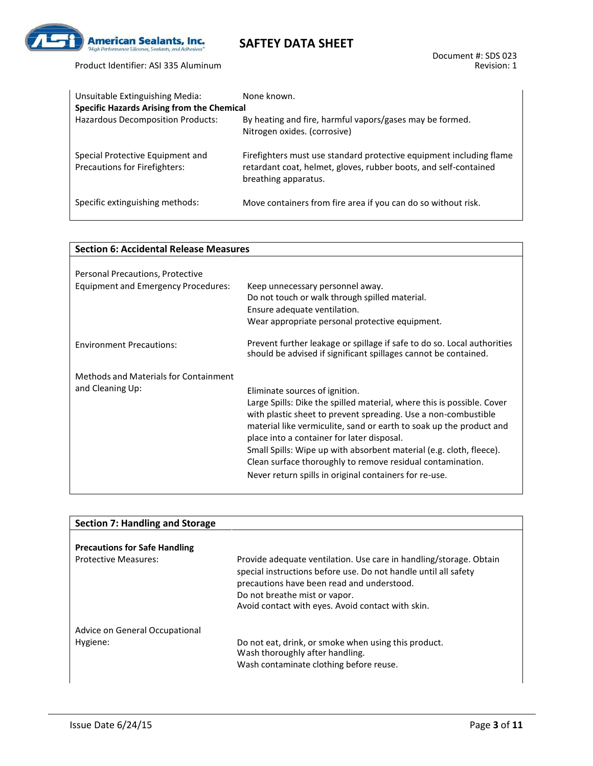| | |
|---|---|
| Unsuitable Extinguishing Media: | None known. |
| **Specific Hazards Arising from the Chemical** | |
| Hazardous Decomposition Products: | By heating and fire, harmful vapors/gases may be formed. Nitrogen oxides. (corrosive) |
| Special Protective Equipment and Precautions for Firefighters: | Firefighters must use standard protective equipment including flame retardant coat, helmet, gloves, rubber boots, and self-contained breathing apparatus. |
| Specific extinguishing methods: | Move containers from fire area if you can do so without risk. |

## Section 6: Accidental Release Measures

| | |
|---|---|
| Personal Precautions, Protective Equipment and Emergency Procedures: | Keep unnecessary personnel away.<br>Do not touch or walk through spilled material.<br>Ensure adequate ventilation.<br>Wear appropriate personal protective equipment. |
| Environment Precautions: | Prevent further leakage or spillage if safe to do so. Local authorities should be advised if significant spillages cannot be contained. |
| Methods and Materials for Containment and Cleaning Up: | Eliminate sources of ignition.<br>Large Spills: Dike the spilled material, where this is possible. Cover with plastic sheet to prevent spreading. Use a non-combustible material like vermiculite, sand or earth to soak up the product and place into a container for later disposal.<br>Small Spills: Wipe up with absorbent material (e.g. cloth, fleece). Clean surface thoroughly to remove residual contamination.<br>Never return spills in original containers for re-use. |

## Section 7: Handling and Storage

| | |
|---|---|
| **Precautions for Safe Handling** | |
| Protective Measures: | Provide adequate ventilation. Use care in handling/storage. Obtain special instructions before use. Do not handle until all safety precautions have been read and understood.<br>Do not breathe mist or vapor.<br>Avoid contact with eyes. Avoid contact with skin. |
| Advice on General Occupational Hygiene: | Do not eat, drink, or smoke when using this product.<br>Wash thoroughly after handling.<br>Wash contaminate clothing before reuse. |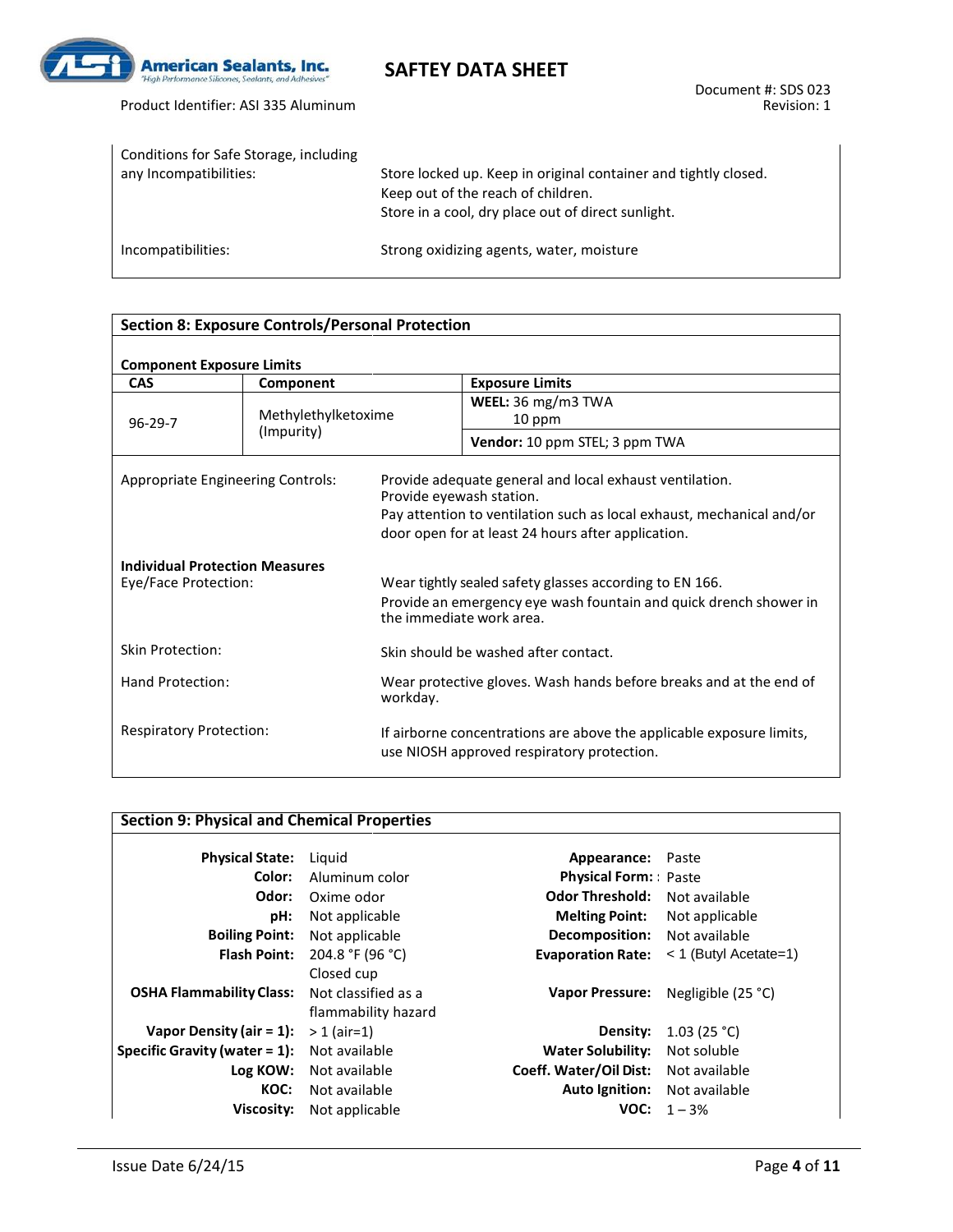| Conditions for Safe Storage, including any Incompatibilities: | Store locked up. Keep in original container and tightly closed.<br>Keep out of the reach of children.<br>Store in a cool, dry place out of direct sunlight. |
|---|---|
| Incompatibilities: | Strong oxidizing agents, water, moisture |

## Section 8: Exposure Controls/Personal Protection

**Component Exposure Limits**

| CAS | Component | Exposure Limits |
|---|---|---|
| 96-29-7 | Methylethylketoxime (Impurity) | **WEEL:** 36 mg/m3 TWA<br>10 ppm |
| | | **Vendor:** 10 ppm STEL; 3 ppm TWA |

| | |
|---|---|
| Appropriate Engineering Controls: | Provide adequate general and local exhaust ventilation.<br>Provide eyewash station.<br>Pay attention to ventilation such as local exhaust, mechanical and/or door open for at least 24 hours after application. |

**Individual Protection Measures**

| | |
|---|---|
| Eye/Face Protection: | Wear tightly sealed safety glasses according to EN 166.<br>Provide an emergency eye wash fountain and quick drench shower in the immediate work area. |
| Skin Protection: | Skin should be washed after contact. |
| Hand Protection: | Wear protective gloves. Wash hands before breaks and at the end of workday. |
| Respiratory Protection: | If airborne concentrations are above the applicable exposure limits, use NIOSH approved respiratory protection. |

## Section 9: Physical and Chemical Properties

| | | | |
|---|---|---|---|
| **Physical State:** | Liquid | **Appearance:** | Paste |
| **Color:** | Aluminum color | **Physical Form:** | Paste |
| **Odor:** | Oxime odor | **Odor Threshold:** | Not available |
| **pH:** | Not applicable | **Melting Point:** | Not applicable |
| **Boiling Point:** | Not applicable | **Decomposition:** | Not available |
| **Flash Point:** | 204.8 °F (96 °C) Closed cup | **Evaporation Rate:** | < 1 (Butyl Acetate=1) |
| **OSHA Flammability Class:** | Not classified as a flammability hazard | **Vapor Pressure:** | Negligible (25 °C) |
| **Vapor Density (air = 1):** | > 1 (air=1) | **Density:** | 1.03 (25 °C) |
| **Specific Gravity (water = 1):** | Not available | **Water Solubility:** | Not soluble |
| **Log KOW:** | Not available | **Coeff. Water/Oil Dist:** | Not available |
| **KOC:** | Not available | **Auto Ignition:** | Not available |
| **Viscosity:** | Not applicable | **VOC:** | 1 – 3% |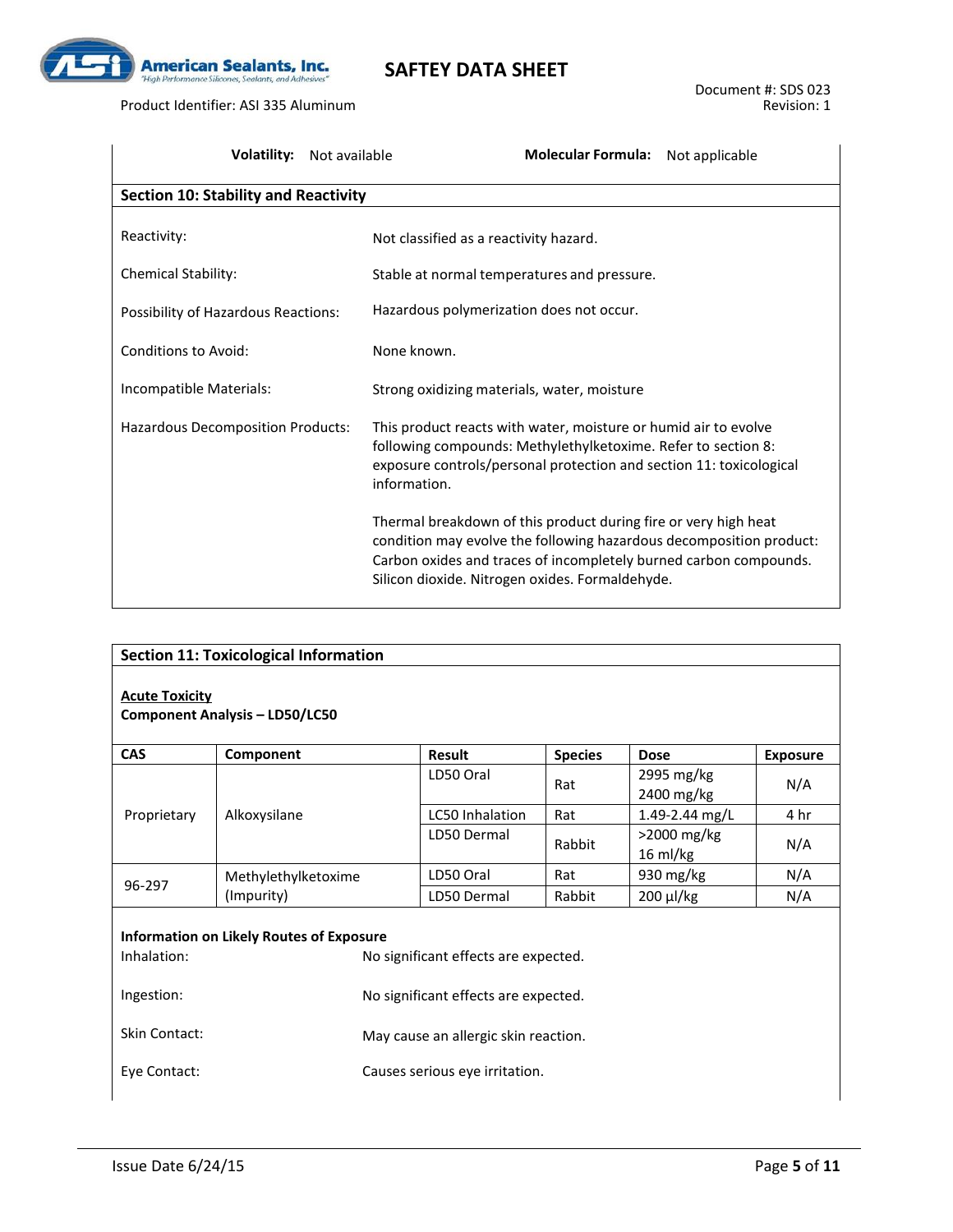| **Volatility:** | Not available | **Molecular Formula:** | Not applicable |
|---|---|---|---|

## Section 10: Stability and Reactivity

| | |
|---|---|
| Reactivity: | Not classified as a reactivity hazard. |
| Chemical Stability: | Stable at normal temperatures and pressure. |
| Possibility of Hazardous Reactions: | Hazardous polymerization does not occur. |
| Conditions to Avoid: | None known. |
| Incompatible Materials: | Strong oxidizing materials, water, moisture |
| Hazardous Decomposition Products: | This product reacts with water, moisture or humid air to evolve following compounds: Methylethylketoxime. Refer to section 8: exposure controls/personal protection and section 11: toxicological information.<br><br>Thermal breakdown of this product during fire or very high heat condition may evolve the following hazardous decomposition product: Carbon oxides and traces of incompletely burned carbon compounds. Silicon dioxide. Nitrogen oxides. Formaldehyde. |

## Section 11: Toxicological Information

**Acute Toxicity**

**Component Analysis – LD50/LC50**

| CAS | Component | Result | Species | Dose | Exposure |
|---|---|---|---|---|---|
| Proprietary | Alkoxysilane | LD50 Oral | Rat | 2995 mg/kg<br>2400 mg/kg | N/A |
| | | LC50 Inhalation | Rat | 1.49-2.44 mg/L | 4 hr |
| | | LD50 Dermal | Rabbit | >2000 mg/kg<br>16 ml/kg | N/A |
| 96-297 | Methylethylketoxime (Impurity) | LD50 Oral | Rat | 930 mg/kg | N/A |
| | | LD50 Dermal | Rabbit | 200 µl/kg | N/A |

**Information on Likely Routes of Exposure**

| | |
|---|---|
| Inhalation: | No significant effects are expected. |
| Ingestion: | No significant effects are expected. |
| Skin Contact: | May cause an allergic skin reaction. |
| Eye Contact: | Causes serious eye irritation. |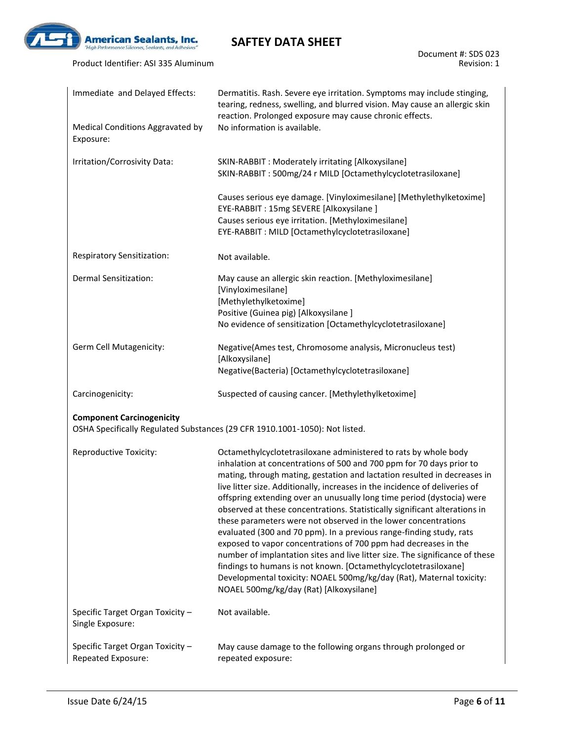| | |
|---|---|
| Immediate and Delayed Effects: | Dermatitis. Rash. Severe eye irritation. Symptoms may include stinging, tearing, redness, swelling, and blurred vision. May cause an allergic skin reaction. Prolonged exposure may cause chronic effects. |
| Medical Conditions Aggravated by Exposure: | No information is available. |
| Irritation/Corrosivity Data: | SKIN-RABBIT : Moderately irritating [Alkoxysilane]<br>SKIN-RABBIT : 500mg/24 r MILD [Octamethylcyclotetrasiloxane]<br><br>Causes serious eye damage. [Vinyloximesilane] [Methylethylketoxime]<br>EYE-RABBIT : 15mg SEVERE [Alkoxysilane ]<br>Causes serious eye irritation. [Methyloximesilane]<br>EYE-RABBIT : MILD [Octamethylcyclotetrasiloxane] |
| Respiratory Sensitization: | Not available. |
| Dermal Sensitization: | May cause an allergic skin reaction. [Methyloximesilane]<br>[Vinyloximesilane]<br>[Methylethylketoxime]<br>Positive (Guinea pig) [Alkoxysilane ]<br>No evidence of sensitization [Octamethylcyclotetrasiloxane] |
| Germ Cell Mutagenicity: | Negative(Ames test, Chromosome analysis, Micronucleus test) [Alkoxysilane]<br>Negative(Bacteria) [Octamethylcyclotetrasiloxane] |
| Carcinogenicity: | Suspected of causing cancer. [Methylethylketoxime] |

**Component Carcinogenicity**

OSHA Specifically Regulated Substances (29 CFR 1910.1001-1050): Not listed.

| | |
|---|---|
| Reproductive Toxicity: | Octamethylcyclotetrasiloxane administered to rats by whole body inhalation at concentrations of 500 and 700 ppm for 70 days prior to mating, through mating, gestation and lactation resulted in decreases in live litter size. Additionally, increases in the incidence of deliveries of offspring extending over an unusually long time period (dystocia) were observed at these concentrations. Statistically significant alterations in these parameters were not observed in the lower concentrations evaluated (300 and 70 ppm). In a previous range-finding study, rats exposed to vapor concentrations of 700 ppm had decreases in the number of implantation sites and live litter size. The significance of these findings to humans is not known. [Octamethylcyclotetrasiloxane]<br>Developmental toxicity: NOAEL 500mg/kg/day (Rat), Maternal toxicity: NOAEL 500mg/kg/day (Rat) [Alkoxysilane] |
| Specific Target Organ Toxicity – Single Exposure: | Not available. |
| Specific Target Organ Toxicity – Repeated Exposure: | May cause damage to the following organs through prolonged or repeated exposure: |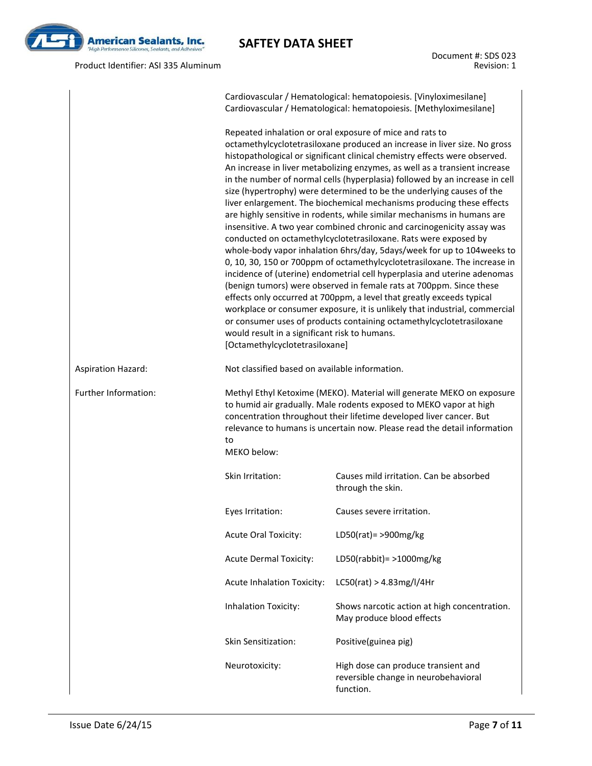| | |
|---|---|
| | Cardiovascular / Hematological: hematopoiesis. [Vinyloximesilane]<br>Cardiovascular / Hematological: hematopoiesis. [Methyloximesilane]<br><br>Repeated inhalation or oral exposure of mice and rats to octamethylcyclotetrasiloxane produced an increase in liver size. No gross histopathological or significant clinical chemistry effects were observed. An increase in liver metabolizing enzymes, as well as a transient increase in the number of normal cells (hyperplasia) followed by an increase in cell size (hypertrophy) were determined to be the underlying causes of the liver enlargement. The biochemical mechanisms producing these effects are highly sensitive in rodents, while similar mechanisms in humans are insensitive. A two year combined chronic and carcinogenicity assay was conducted on octamethylcyclotetrasiloxane. Rats were exposed by whole-body vapor inhalation 6hrs/day, 5days/week for up to 104weeks to 0, 10, 30, 150 or 700ppm of octamethylcyclotetrasiloxane. The increase in incidence of (uterine) endometrial cell hyperplasia and uterine adenomas (benign tumors) were observed in female rats at 700ppm. Since these effects only occurred at 700ppm, a level that greatly exceeds typical workplace or consumer exposure, it is unlikely that industrial, commercial or consumer uses of products containing octamethylcyclotetrasiloxane would result in a significant risk to humans. [Octamethylcyclotetrasiloxane] |
| Aspiration Hazard: | Not classified based on available information. |
| Further Information: | Methyl Ethyl Ketoxime (MEKO). Material will generate MEKO on exposure to humid air gradually. Male rodents exposed to MEKO vapor at high concentration throughout their lifetime developed liver cancer. But relevance to humans is uncertain now. Please read the detail information to<br>MEKO below: |

| | |
|---|---|
| Skin Irritation: | Causes mild irritation. Can be absorbed through the skin. |
| Eyes Irritation: | Causes severe irritation. |
| Acute Oral Toxicity: | LD50(rat)= >900mg/kg |
| Acute Dermal Toxicity: | LD50(rabbit)= >1000mg/kg |
| Acute Inhalation Toxicity: | LC50(rat) > 4.83mg/l/4Hr |
| Inhalation Toxicity: | Shows narcotic action at high concentration. May produce blood effects |
| Skin Sensitization: | Positive(guinea pig) |
| Neurotoxicity: | High dose can produce transient and reversible change in neurobehavioral function. |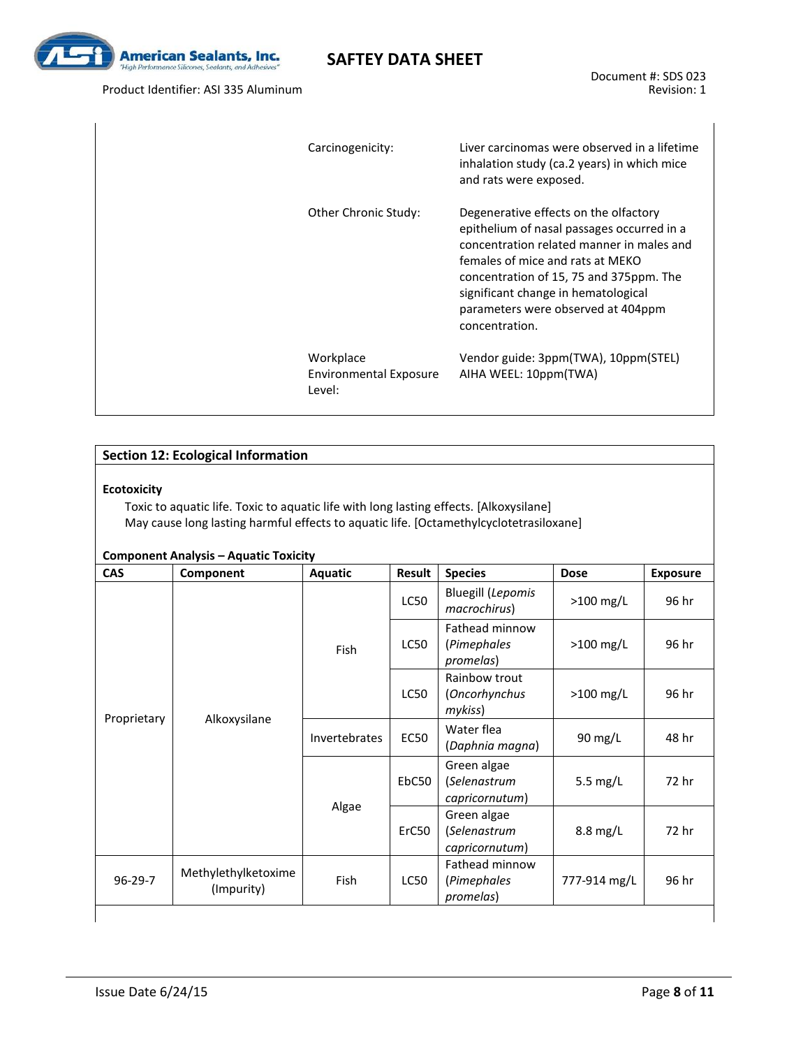| | |
|---|---|
| Carcinogenicity: | Liver carcinomas were observed in a lifetime inhalation study (ca.2 years) in which mice and rats were exposed. |
| Other Chronic Study: | Degenerative effects on the olfactory epithelium of nasal passages occurred in a concentration related manner in males and females of mice and rats at MEKO concentration of 15, 75 and 375ppm. The significant change in hematological parameters were observed at 404ppm concentration. |
| Workplace Environmental Exposure Level: | Vendor guide: 3ppm(TWA), 10ppm(STEL)<br>AIHA WEEL: 10ppm(TWA) |

## Section 12: Ecological Information

**Ecotoxicity**

Toxic to aquatic life. Toxic to aquatic life with long lasting effects. [Alkoxysilane]
May cause long lasting harmful effects to aquatic life. [Octamethylcyclotetrasiloxane]

**Component Analysis – Aquatic Toxicity**

| CAS | Component | Aquatic | Result | Species | Dose | Exposure |
|---|---|---|---|---|---|---|
| Proprietary | Alkoxysilane | Fish | LC50 | Bluegill (*Lepomis macrochirus*) | >100 mg/L | 96 hr |
| | | | LC50 | Fathead minnow (*Pimephales promelas*) | >100 mg/L | 96 hr |
| | | | LC50 | Rainbow trout (*Oncorhynchus mykiss*) | >100 mg/L | 96 hr |
| | | Invertebrates | EC50 | Water flea (*Daphnia magna*) | 90 mg/L | 48 hr |
| | | Algae | EbC50 | Green algae (*Selenastrum capricornutum*) | 5.5 mg/L | 72 hr |
| | | | ErC50 | Green algae (*Selenastrum capricornutum*) | 8.8 mg/L | 72 hr |
| 96-29-7 | Methylethylketoxime (Impurity) | Fish | LC50 | Fathead minnow (*Pimephales promelas*) | 777-914 mg/L | 96 hr |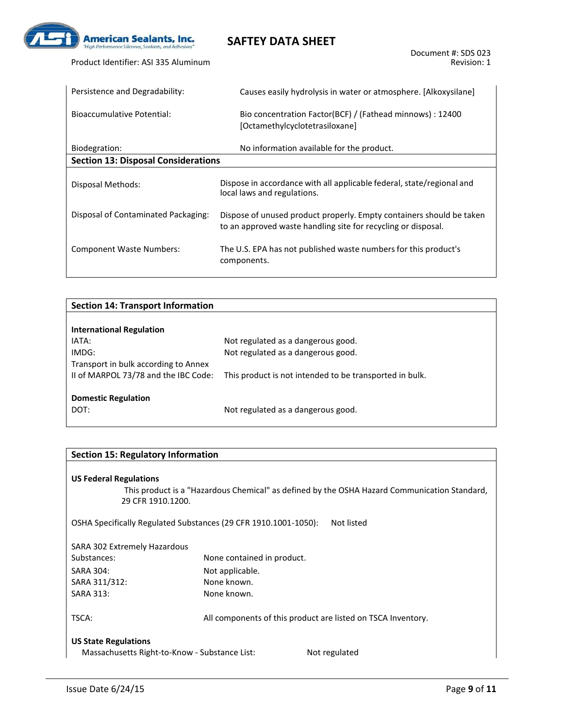| | |
|---|---|
| Persistence and Degradability: | Causes easily hydrolysis in water or atmosphere. [Alkoxysilane] |
| Bioaccumulative Potential: | Bio concentration Factor(BCF) / (Fathead minnows) : 12400 [Octamethylcyclotetrasiloxane] |
| Biodegration: | No information available for the product. |

## Section 13: Disposal Considerations

| | |
|---|---|
| Disposal Methods: | Dispose in accordance with all applicable federal, state/regional and local laws and regulations. |
| Disposal of Contaminated Packaging: | Dispose of unused product properly. Empty containers should be taken to an approved waste handling site for recycling or disposal. |
| Component Waste Numbers: | The U.S. EPA has not published waste numbers for this product's components. |

## Section 14: Transport Information

**International Regulation**

| | |
|---|---|
| IATA: | Not regulated as a dangerous good. |
| IMDG: | Not regulated as a dangerous good. |
| Transport in bulk according to Annex II of MARPOL 73/78 and the IBC Code: | This product is not intended to be transported in bulk. |

**Domestic Regulation**

| | |
|---|---|
| DOT: | Not regulated as a dangerous good. |

## Section 15: Regulatory Information

**US Federal Regulations**

This product is a "Hazardous Chemical" as defined by the OSHA Hazard Communication Standard, 29 CFR 1910.1200.

OSHA Specifically Regulated Substances (29 CFR 1910.1001-1050): Not listed

| | |
|---|---|
| SARA 302 Extremely Hazardous Substances: | None contained in product. |
| SARA 304: | Not applicable. |
| SARA 311/312: | None known. |
| SARA 313: | None known. |
| TSCA: | All components of this product are listed on TSCA Inventory. |

**US State Regulations**

Massachusetts Right-to-Know - Substance List: Not regulated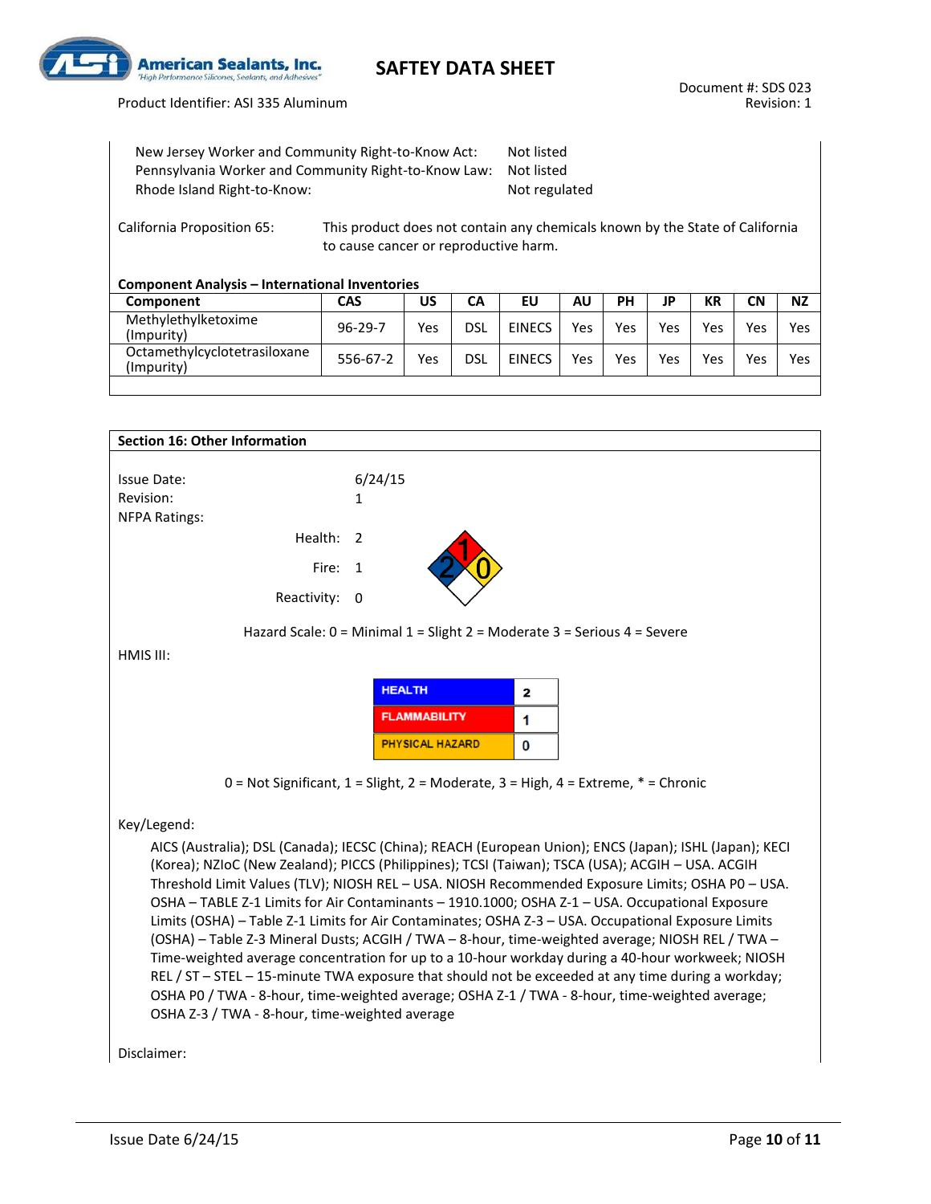New Jersey Worker and Community Right-to-Know Act: Not listed
Pennsylvania Worker and Community Right-to-Know Law: Not listed
Rhode Island Right-to-Know: Not regulated

California Proposition 65: This product does not contain any chemicals known by the State of California to cause cancer or reproductive harm.

**Component Analysis – International Inventories**

| Component | CAS | US | CA | EU | AU | PH | JP | KR | CN | NZ |
|---|---|---|---|---|---|---|---|---|---|---|
| Methylethylketoxime (Impurity) | 96-29-7 | Yes | DSL | EINECS | Yes | Yes | Yes | Yes | Yes | Yes |
| Octamethylcyclotetrasiloxane (Impurity) | 556-67-2 | Yes | DSL | EINECS | Yes | Yes | Yes | Yes | Yes | Yes |

## Section 16: Other Information

Issue Date: 6/24/15
Revision: 1
NFPA Ratings:

Health: 2
Fire: 1
Reactivity: 0

Hazard Scale: 0 = Minimal 1 = Slight 2 = Moderate 3 = Serious 4 = Severe

HMIS III:

| HEALTH | 2 |
|---|---|
| FLAMMABILITY | 1 |
| PHYSICAL HAZARD | 0 |

0 = Not Significant, 1 = Slight, 2 = Moderate, 3 = High, 4 = Extreme, * = Chronic

Key/Legend:

AICS (Australia); DSL (Canada); IECSC (China); REACH (European Union); ENCS (Japan); ISHL (Japan); KECI (Korea); NZIoC (New Zealand); PICCS (Philippines); TCSI (Taiwan); TSCA (USA); ACGIH – USA. ACGIH Threshold Limit Values (TLV); NIOSH REL – USA. NIOSH Recommended Exposure Limits; OSHA P0 – USA. OSHA – TABLE Z-1 Limits for Air Contaminants – 1910.1000; OSHA Z-1 – USA. Occupational Exposure Limits (OSHA) – Table Z-1 Limits for Air Contaminates; OSHA Z-3 – USA. Occupational Exposure Limits (OSHA) – Table Z-3 Mineral Dusts; ACGIH / TWA – 8-hour, time-weighted average; NIOSH REL / TWA – Time-weighted average concentration for up to a 10-hour workday during a 40-hour workweek; NIOSH REL / ST – STEL – 15-minute TWA exposure that should not be exceeded at any time during a workday; OSHA P0 / TWA - 8-hour, time-weighted average; OSHA Z-1 / TWA - 8-hour, time-weighted average; OSHA Z-3 / TWA - 8-hour, time-weighted average

Disclaimer: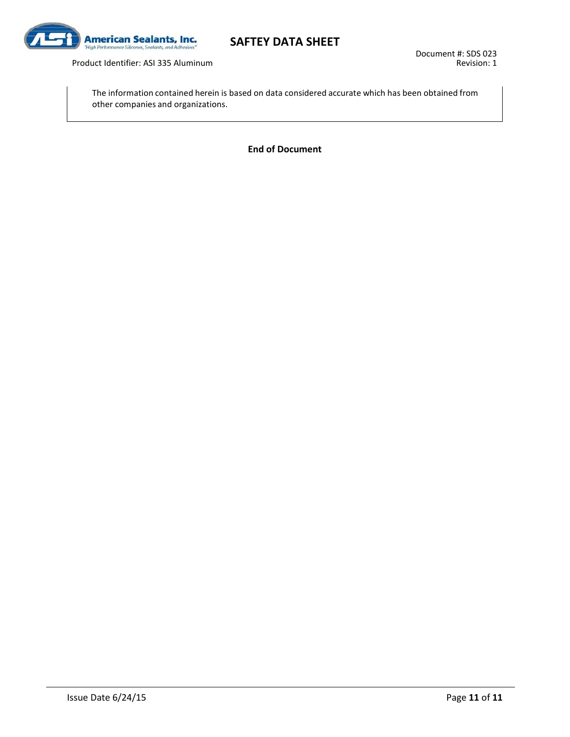The information contained herein is based on data considered accurate which has been obtained from other companies and organizations.

**End of Document**